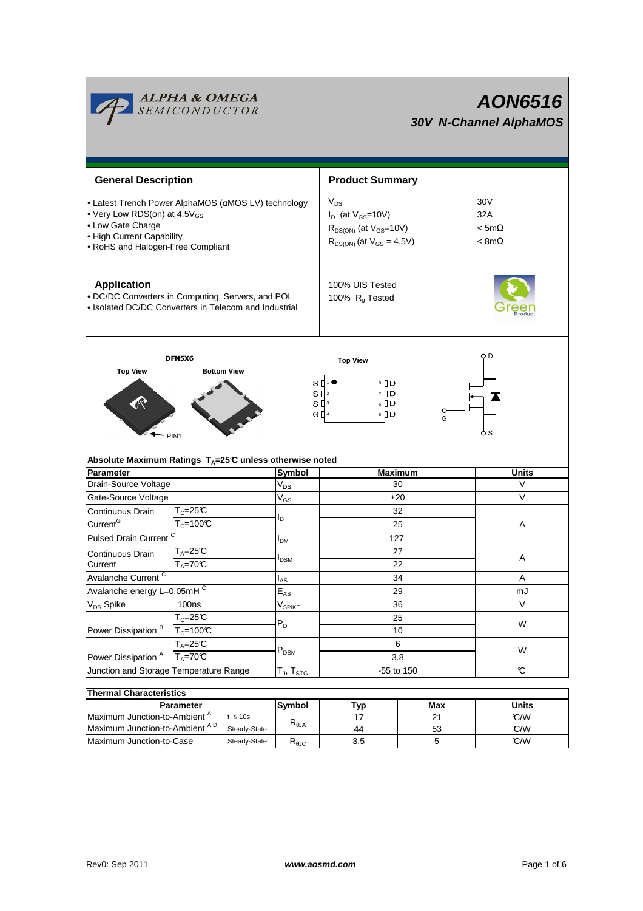# AON6516

## 30V N-Channel AlphaMOS

ALPHA & OMEGA SEMICONDUCTOR

### General Description

- Latest Trench Power AlphaMOS (αMOS LV) technology
- Very Low RDS(on) at 4.5$V_{GS}$
- Low Gate Charge
- High Current Capability
- RoHS and Halogen-Free Compliant

### Application

- DC/DC Converters in Computing, Servers, and POL
- Isolated DC/DC Converters in Telecom and Industrial

### Product Summary

| | |
|---|---|
| $V_{DS}$ | 30V |
| $I_D$ (at $V_{GS}$=10V) | 32A |
| $R_{DS(ON)}$ (at $V_{GS}$=10V) | < 5mΩ |
| $R_{DS(ON)}$ (at $V_{GS}$ = 4.5V) | < 8mΩ |

100% UIS Tested
100% $R_g$ Tested

Green Product

DFN5X6

Top View    Bottom View

PIN1

Top View

S 1 8 D
S 2 7 D
S 3 6 D
G 4 5 D

D
G
S

### Absolute Maximum Ratings $T_A$=25°C unless otherwise noted

| Parameter | | Symbol | Maximum | Units |
|---|---|---|---|---|
| Drain-Source Voltage | | $V_{DS}$ | 30 | V |
| Gate-Source Voltage | | $V_{GS}$ | ±20 | V |
| Continuous Drain Current[G] | $T_C$=25°C | $I_D$ | 32 | A |
| | $T_C$=100°C | | 25 | |
| Pulsed Drain Current [C] | | $I_{DM}$ | 127 | |
| Continuous Drain Current | $T_A$=25°C | $I_{DSM}$ | 27 | A |
| | $T_A$=70°C | | 22 | |
| Avalanche Current [C] | | $I_{AS}$ | 34 | A |
| Avalanche energy L=0.05mH [C] | | $E_{AS}$ | 29 | mJ |
| $V_{DS}$ Spike | 100ns | $V_{SPIKE}$ | 36 | V |
| Power Dissipation [B] | $T_C$=25°C | $P_D$ | 25 | W |
| | $T_C$=100°C | | 10 | |
| Power Dissipation [A] | $T_A$=25°C | $P_{DSM}$ | 6 | W |
| | $T_A$=70°C | | 3.8 | |
| Junction and Storage Temperature Range | | $T_J$, $T_{STG}$ | -55 to 150 | °C |

### Thermal Characteristics

| Parameter | | Symbol | Typ | Max | Units |
|---|---|---|---|---|---|
| Maximum Junction-to-Ambient [A] | t ≤ 10s | $R_{\theta JA}$ | 17 | 21 | °C/W |
| Maximum Junction-to-Ambient [A D] | Steady-State | | 44 | 53 | °C/W |
| Maximum Junction-to-Case | Steady-State | $R_{\theta JC}$ | 3.5 | 5 | °C/W |

Rev0: Sep 2011    www.aosmd.com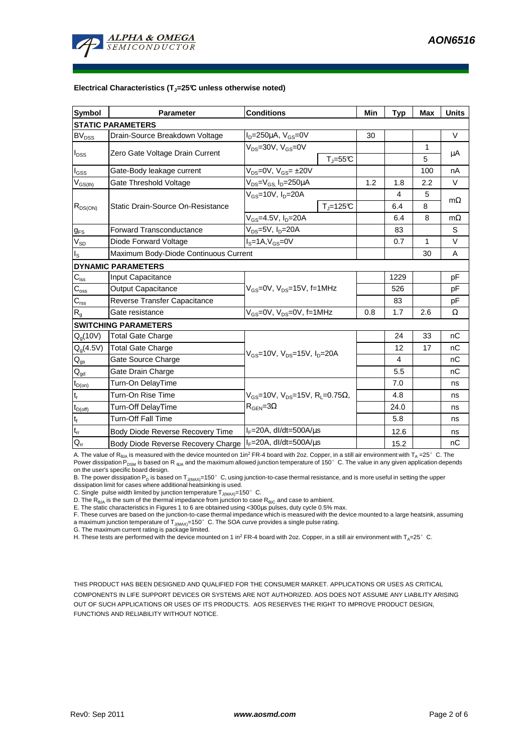**Electrical Characteristics ($T_J$=25°C unless otherwise noted)**

| Symbol | Parameter | Conditions | | Min | Typ | Max | Units |
|---|---|---|---|---|---|---|---|
| **STATIC PARAMETERS** | | | | | | | |
| $BV_{DSS}$ | Drain-Source Breakdown Voltage | $I_D$=250µA, $V_{GS}$=0V | | 30 | | | V |
| $I_{DSS}$ | Zero Gate Voltage Drain Current | $V_{DS}$=30V, $V_{GS}$=0V | | | | 1 | µA |
| | | | $T_J$=55°C | | | 5 | |
| $I_{GSS}$ | Gate-Body leakage current | $V_{DS}$=0V, $V_{GS}$= ±20V | | | | 100 | nA |
| $V_{GS(th)}$ | Gate Threshold Voltage | $V_{DS}$=$V_{GS}$, $I_D$=250µA | | 1.2 | 1.8 | 2.2 | V |
| $R_{DS(ON)}$ | Static Drain-Source On-Resistance | $V_{GS}$=10V, $I_D$=20A | | | 4 | 5 | mΩ |
| | | | $T_J$=125°C | | 6.4 | 8 | |
| | | $V_{GS}$=4.5V, $I_D$=20A | | | 6.4 | 8 | mΩ |
| $g_{FS}$ | Forward Transconductance | $V_{DS}$=5V, $I_D$=20A | | | 83 | | S |
| $V_{SD}$ | Diode Forward Voltage | $I_S$=1A,$V_{GS}$=0V | | | 0.7 | 1 | V |
| $I_S$ | Maximum Body-Diode Continuous Current | | | | | 30 | A |
| **DYNAMIC PARAMETERS** | | | | | | | |
| $C_{iss}$ | Input Capacitance | $V_{GS}$=0V, $V_{DS}$=15V, f=1MHz | | | 1229 | | pF |
| $C_{oss}$ | Output Capacitance | | | | 526 | | pF |
| $C_{rss}$ | Reverse Transfer Capacitance | | | | 83 | | pF |
| $R_g$ | Gate resistance | $V_{GS}$=0V, $V_{DS}$=0V, f=1MHz | | 0.8 | 1.7 | 2.6 | Ω |
| **SWITCHING PARAMETERS** | | | | | | | |
| $Q_g$(10V) | Total Gate Charge | $V_{GS}$=10V, $V_{DS}$=15V, $I_D$=20A | | | 24 | 33 | nC |
| $Q_g$(4.5V) | Total Gate Charge | | | | 12 | 17 | nC |
| $Q_{gs}$ | Gate Source Charge | | | | 4 | | nC |
| $Q_{gd}$ | Gate Drain Charge | | | | 5.5 | | nC |
| $t_{D(on)}$ | Turn-On DelayTime | $V_{GS}$=10V, $V_{DS}$=15V, $R_L$=0.75Ω, $R_{GEN}$=3Ω | | | 7.0 | | ns |
| $t_r$ | Turn-On Rise Time | | | | 4.8 | | ns |
| $t_{D(off)}$ | Turn-Off DelayTime | | | | 24.0 | | ns |
| $t_f$ | Turn-Off Fall Time | | | | 5.8 | | ns |
| $t_{rr}$ | Body Diode Reverse Recovery Time | $I_F$=20A, dI/dt=500A/µs | | | 12.6 | | ns |
| $Q_{rr}$ | Body Diode Reverse Recovery Charge | $I_F$=20A, dI/dt=500A/µs | | | 15.2 | | nC |

A. The value of $R_{\theta JA}$ is measured with the device mounted on 1in² FR-4 board with 2oz. Copper, in a still air environment with $T_A$ =25° C. The Power dissipation $P_{DSM}$ is based on R $_{\theta JA}$ and the maximum allowed junction temperature of 150° C. The value in any given application depends on the user's specific board design.

B. The power dissipation $P_D$ is based on $T_{J(MAX)}$=150° C, using junction-to-case thermal resistance, and is more useful in setting the upper dissipation limit for cases where additional heatsinking is used.

C. Single pulse width limited by junction temperature $T_{J(MAX)}$=150° C.

D. The $R_{\theta JA}$ is the sum of the thermal impedance from junction to case $R_{\theta JC}$ and case to ambient.

E. The static characteristics in Figures 1 to 6 are obtained using <300µs pulses, duty cycle 0.5% max.

F. These curves are based on the junction-to-case thermal impedance which is measured with the device mounted to a large heatsink, assuming a maximum junction temperature of $T_{J(MAX)}$=150° C. The SOA curve provides a single pulse rating.

G. The maximum current rating is package limited.

H. These tests are performed with the device mounted on 1 in² FR-4 board with 2oz. Copper, in a still air environment with $T_A$=25° C.

THIS PRODUCT HAS BEEN DESIGNED AND QUALIFIED FOR THE CONSUMER MARKET. APPLICATIONS OR USES AS CRITICAL COMPONENTS IN LIFE SUPPORT DEVICES OR SYSTEMS ARE NOT AUTHORIZED. AOS DOES NOT ASSUME ANY LIABILITY ARISING OUT OF SUCH APPLICATIONS OR USES OF ITS PRODUCTS. AOS RESERVES THE RIGHT TO IMPROVE PRODUCT DESIGN, FUNCTIONS AND RELIABILITY WITHOUT NOTICE.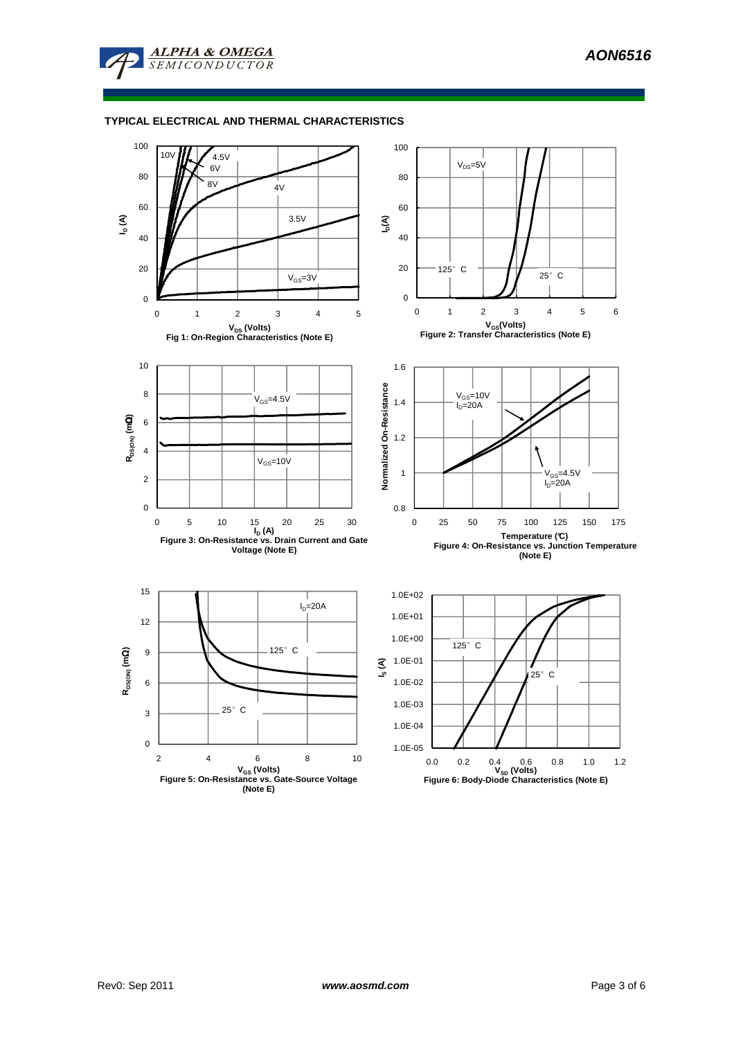## TYPICAL ELECTRICAL AND THERMAL CHARACTERISTICS

100
80
60
40
20
0
0 1 2 3 4 5
$I_D$ (A)
10V
4.5V
6V
8V
4V
3.5V
$V_{GS}$=3V
$V_{DS}$ (Volts)

Fig 1: On-Region Characteristics (Note E)

100
80
60
40
20
0
0 1 2 3 4 5 6
$I_D$(A)
$V_{DS}$=5V
125° C
25° C
$V_{GS}$(Volts)

Figure 2: Transfer Characteristics (Note E)

10
8
6
4
2
0
0 5 10 15 20 25 30
$R_{DS(ON)}$ (mΩ)
$V_{GS}$=4.5V
$V_{GS}$=10V
$I_D$ (A)

Figure 3: On-Resistance vs. Drain Current and Gate Voltage (Note E)

1.6
1.4
1.2
1
0.8
0 25 50 75 100 125 150 175
Normalized On-Resistance
$V_{GS}$=10V
$I_D$=20A
$V_{GS}$=4.5V
$I_D$=20A
Temperature (°C)

Figure 4: On-Resistance vs. Junction Temperature (Note E)

15
12
9
6
3
0
2 4 6 8 10
$R_{DS(ON)}$ (mΩ)
$I_D$=20A
125° C
25° C
$V_{GS}$ (Volts)

Figure 5: On-Resistance vs. Gate-Source Voltage (Note E)

1.0E+02
1.0E+01
1.0E+00
1.0E-01
1.0E-02
1.0E-03
1.0E-04
1.0E-05
0.0 0.2 0.4 0.6 0.8 1.0 1.2
$I_S$ (A)
125° C
25° C
$V_{SD}$ (Volts)

Figure 6: Body-Diode Characteristics (Note E)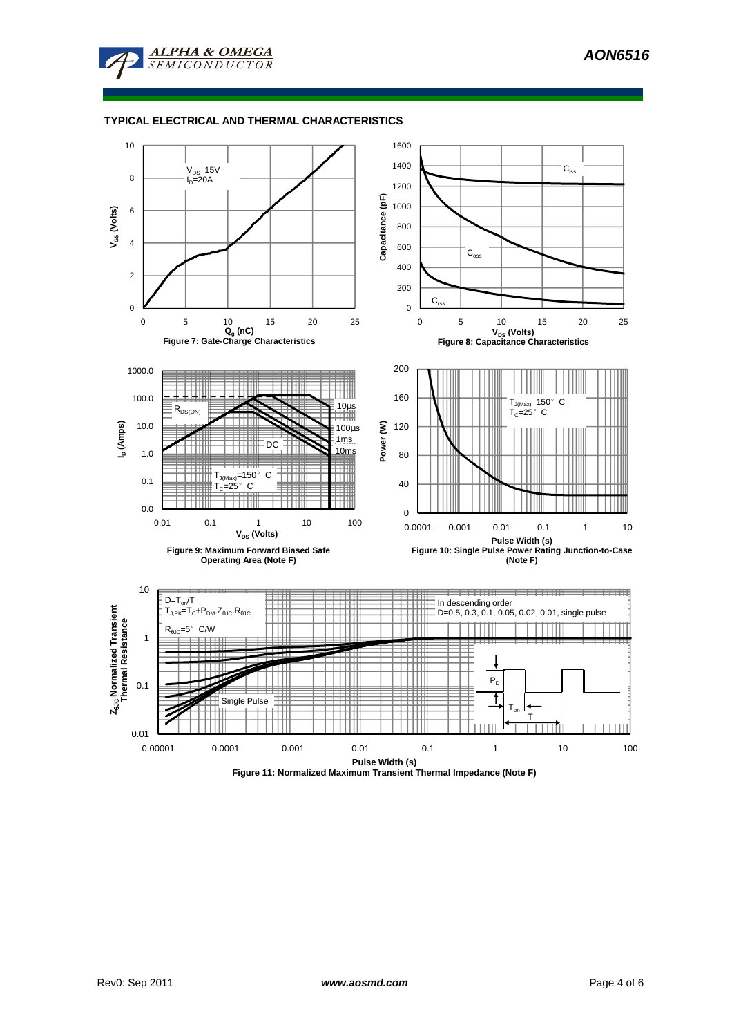## TYPICAL ELECTRICAL AND THERMAL CHARACTERISTICS

$V_{DS}$=15V
$I_D$=20A

$V_{GS}$ (Volts)

0
2
4
6
8
10

0 5 10 15 20 25

$Q_g$ (nC)

Figure 7: Gate-Charge Characteristics

Capacitance (pF)

0
200
400
600
800
1000
1200
1400
1600

0 5 10 15 20 25

$V_{DS}$ (Volts)

$C_{iss}$
$C_{oss}$
$C_{rss}$

Figure 8: Capacitance Characteristics

$I_D$ (Amps)

0.0
0.1
1.0
10.0
100.0
1000.0

0.01 0.1 1 10 100

$V_{DS}$ (Volts)

$R_{DS(ON)}$
10µs
100µs
1ms
10ms
DC
$T_{J(Max)}$=150° C
$T_C$=25° C

Figure 9: Maximum Forward Biased Safe Operating Area (Note F)

Power (W)

0
40
80
120
160
200

0.0001 0.001 0.01 0.1 1 10

Pulse Width (s)

$T_{J(Max)}$=150° C
$T_C$=25° C

Figure 10: Single Pulse Power Rating Junction-to-Case (Note F)

$Z_{\theta JC}$ Normalized Transient Thermal Resistance

0.01
0.1
1
10

0.00001 0.0001 0.001 0.01 0.1 1 10 100

Pulse Width (s)

D=$T_{on}$/T
$T_{J,PK}$=$T_C$+$P_{DM}$.$Z_{\theta JC}$.$R_{\theta JC}$
$R_{\theta JC}$=5° C/W

In descending order
D=0.5, 0.3, 0.1, 0.05, 0.02, 0.01, single pulse

Single Pulse

$P_D$
$T_{on}$
T

Figure 11: Normalized Maximum Transient Thermal Impedance (Note F)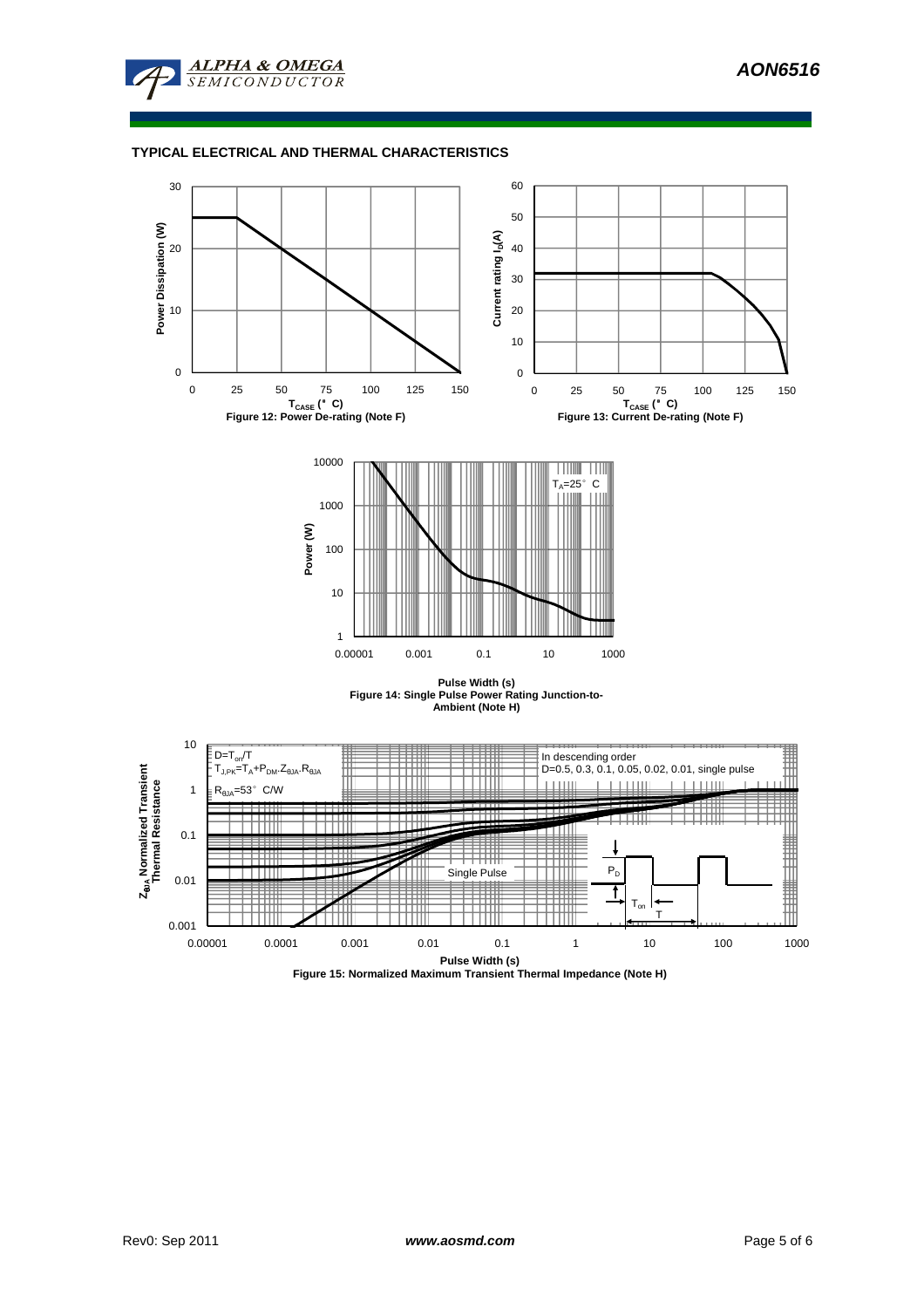## TYPICAL ELECTRICAL AND THERMAL CHARACTERISTICS

Power Dissipation (W)
30
20
10
0
0 25 50 75 100 125 150
$T_{CASE}$ (°C)

Figure 12: Power De-rating (Note F)

Current rating $I_D$(A)
60
50
40
30
20
10
0
0 25 50 75 100 125 150
$T_{CASE}$ (°C)

Figure 13: Current De-rating (Note F)

Power (W)
10000
1000
100
10
1
0.00001 0.001 0.1 10 1000
$T_A$=25°C

Pulse Width (s)

Figure 14: Single Pulse Power Rating Junction-to-Ambient (Note H)

$Z_{\theta JA}$ Normalized Transient Thermal Resistance
10
1
0.1
0.01
0.001
0.00001 0.0001 0.001 0.01 0.1 1 10 100 1000

$D=T_{on}/T$
$T_{J,PK}=T_A+P_{DM}.Z_{\theta JA}.R_{\theta JA}$
$R_{\theta JA}$=53°C/W

In descending order
D=0.5, 0.3, 0.1, 0.05, 0.02, 0.01, single pulse

Single Pulse

$P_D$
$T_{on}$
T

Pulse Width (s)

Figure 15: Normalized Maximum Transient Thermal Impedance (Note H)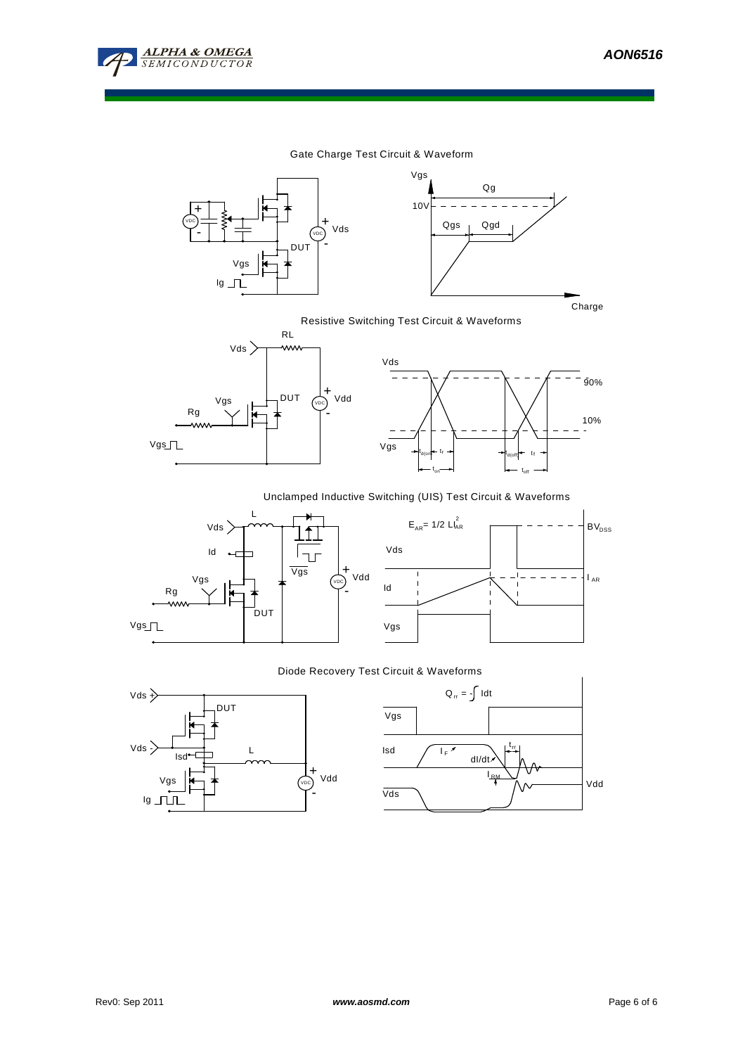Gate Charge Test Circuit & Waveform

VDC
+
-
Vds
DUT
Vgs
Ig

Vgs
Qg
10V
Qgs
Qgd
Charge

Resistive Switching Test Circuit & Waveforms

RL
Vds
Vgs
Rg
DUT
Vdd
VDC
Vgs

Vds
90%
10%
Vgs
$t_{d(on)}$
$t_r$
$t_{on}$
$t_{d(off)}$
$t_f$
$t_{off}$

Unclamped Inductive Switching (UIS) Test Circuit & Waveforms

L
Vds
Id
Vgs
Rg
DUT
Vgs
Vdd
VDC

$E_{AR} = 1/2\ LI_{AR}^2$
$BV_{DSS}$
Vds
Id
$I_{AR}$
Vgs

Diode Recovery Test Circuit & Waveforms

Vds +
DUT
Vds -
Isd
L
Vgs
Ig
Vdd
VDC

$Q_{rr} = -\int Idt$
Vgs
Isd
$I_F$
dI/dt
$t_{rr}$
$I_{RM}$
Vds
Vdd